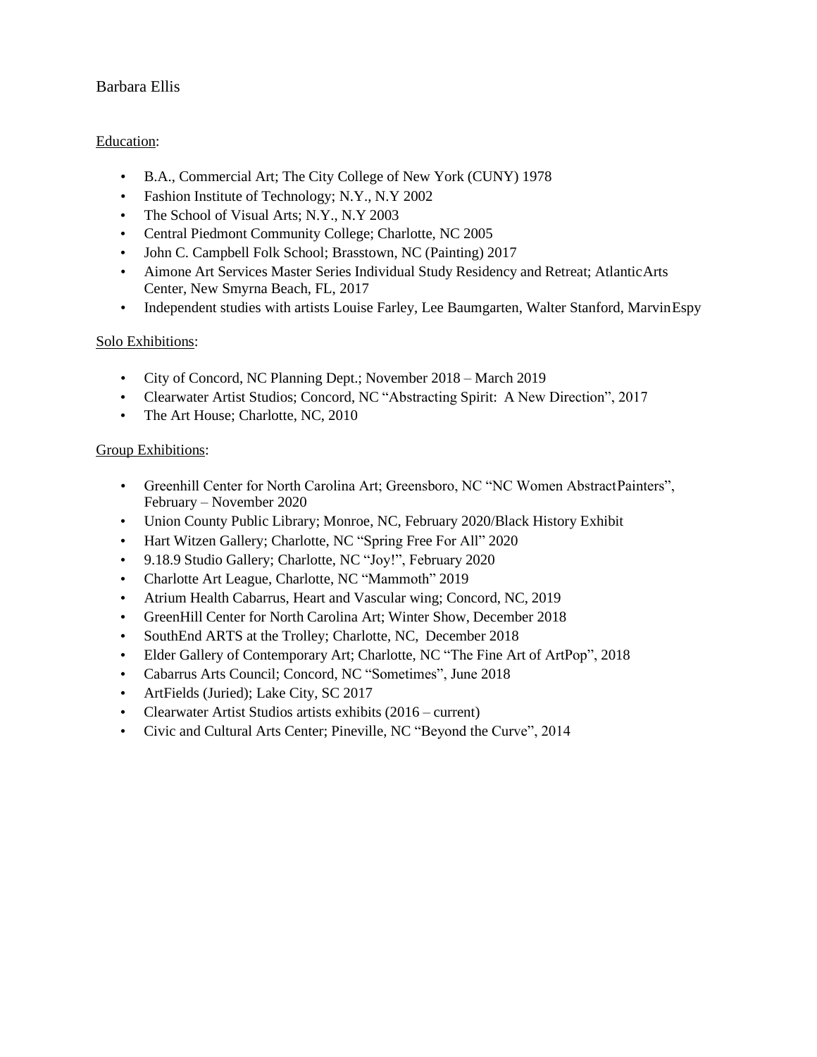Barbara Ellis

Education:

- B.A., Commercial Art; The City College of New York (CUNY) 1978
- Fashion Institute of Technology; N.Y., N.Y 2002
- The School of Visual Arts; N.Y., N.Y 2003
- Central Piedmont Community College; Charlotte, NC 2005
- John C. Campbell Folk School; Brasstown, NC (Painting) 2017
- Aimone Art Services Master Series Individual Study Residency and Retreat; AtlanticArts Center, New Smyrna Beach, FL, 2017
- Independent studies with artists Louise Farley, Lee Baumgarten, Walter Stanford, MarvinEspy

Solo Exhibitions:

- City of Concord, NC Planning Dept.; November 2018 – March 2019
- Clearwater Artist Studios; Concord, NC "Abstracting Spirit: A New Direction", 2017
- The Art House; Charlotte, NC, 2010

Group Exhibitions:

- Greenhill Center for North Carolina Art; Greensboro, NC "NC Women AbstractPainters", February – November 2020
- Union County Public Library; Monroe, NC, February 2020/Black History Exhibit
- Hart Witzen Gallery; Charlotte, NC "Spring Free For All" 2020
- 9.18.9 Studio Gallery; Charlotte, NC "Joy!", February 2020
- Charlotte Art League, Charlotte, NC "Mammoth" 2019
- Atrium Health Cabarrus, Heart and Vascular wing; Concord, NC, 2019
- GreenHill Center for North Carolina Art; Winter Show, December 2018
- SouthEnd ARTS at the Trolley; Charlotte, NC, December 2018
- Elder Gallery of Contemporary Art; Charlotte, NC "The Fine Art of ArtPop", 2018
- Cabarrus Arts Council; Concord, NC "Sometimes", June 2018
- ArtFields (Juried); Lake City, SC 2017
- Clearwater Artist Studios artists exhibits (2016 – current)
- Civic and Cultural Arts Center; Pineville, NC "Beyond the Curve", 2014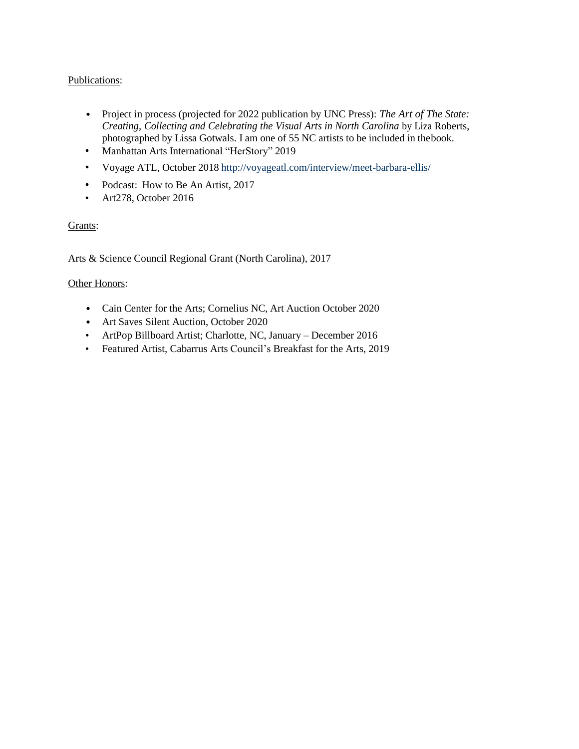<u>Publications</u>:

- Project in process (projected for 2022 publication by UNC Press): *The Art of The State: Creating, Collecting and Celebrating the Visual Arts in North Carolina* by Liza Roberts, photographed by Lissa Gotwals. I am one of 55 NC artists to be included in thebook.
- Manhattan Arts International "HerStory" 2019
- Voyage ATL, October 2018 http://voyageatl.com/interview/meet-barbara-ellis/
- Podcast: How to Be An Artist, 2017
- Art278, October 2016

<u>Grants</u>:

Arts & Science Council Regional Grant (North Carolina), 2017

<u>Other Honors</u>:

- Cain Center for the Arts; Cornelius NC, Art Auction October 2020
- Art Saves Silent Auction, October 2020
- ArtPop Billboard Artist; Charlotte, NC, January – December 2016
- Featured Artist, Cabarrus Arts Council's Breakfast for the Arts, 2019